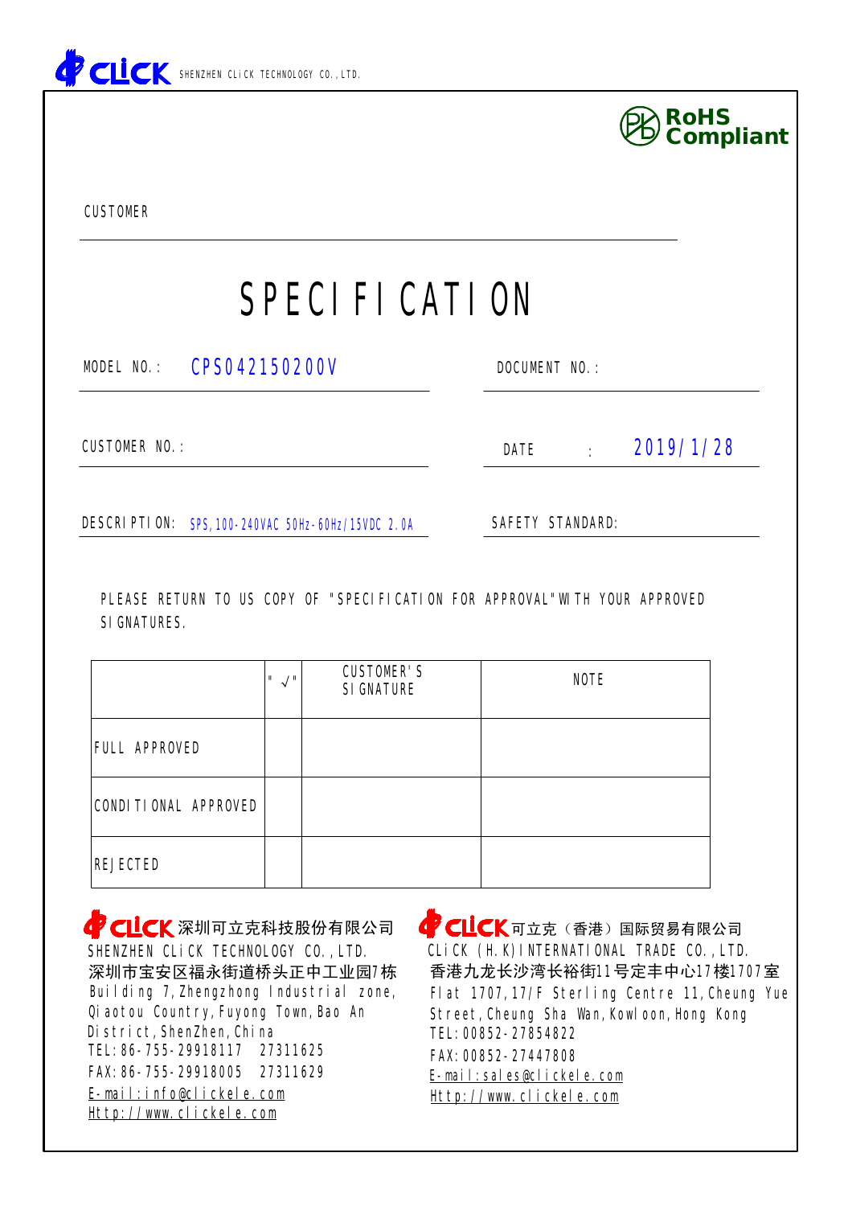SHENZHEN CLiCK TECHNOLOGY CO.,LTD.

RoHS Compliant

CUSTOMER

# SPECIFICATION

MODEL NO.: CPS042150200V

DOCUMENT NO.:

CUSTOMER NO.:

DATE : 2019/1/28

DESCRIPTION: SPS,100-240VAC 50Hz-60Hz/15VDC 2.0A

SAFETY STANDARD:

PLEASE RETURN TO US COPY OF "SPECIFICATION FOR APPROVAL"WITH YOUR APPROVED SIGNATURES.

| | "√" | CUSTOMER'S SIGNATURE | NOTE |
|---|---|---|---|
| FULL APPROVED | | | |
| CONDITIONAL APPROVED | | | |
| REJECTED | | | |

CLiCK 深圳可立克科技股份有限公司
SHENZHEN CLiCK TECHNOLOGY CO.,LTD.
深圳市宝安区福永街道桥头正中工业园7栋
Building 7,Zhengzhong Industrial zone, Qiaotou Country,Fuyong Town,Bao An District,ShenZhen,China
TEL:86-755-29918117 27311625
FAX:86-755-29918005 27311629
E-mail:info@clickele.com
Http://www.clickele.com

CLiCK 可立克（香港）国际贸易有限公司
CLiCK (H.K)INTERNATIONAL TRADE CO.,LTD.
香港九龙长沙湾长裕街11号定丰中心17楼1707室
Flat 1707,17/F Sterling Centre 11,Cheung Yue Street,Cheung Sha Wan,Kowloon,Hong Kong
TEL:00852-27854822
FAX:00852-27447808
E-mail:sales@clickele.com
Http://www.clickele.com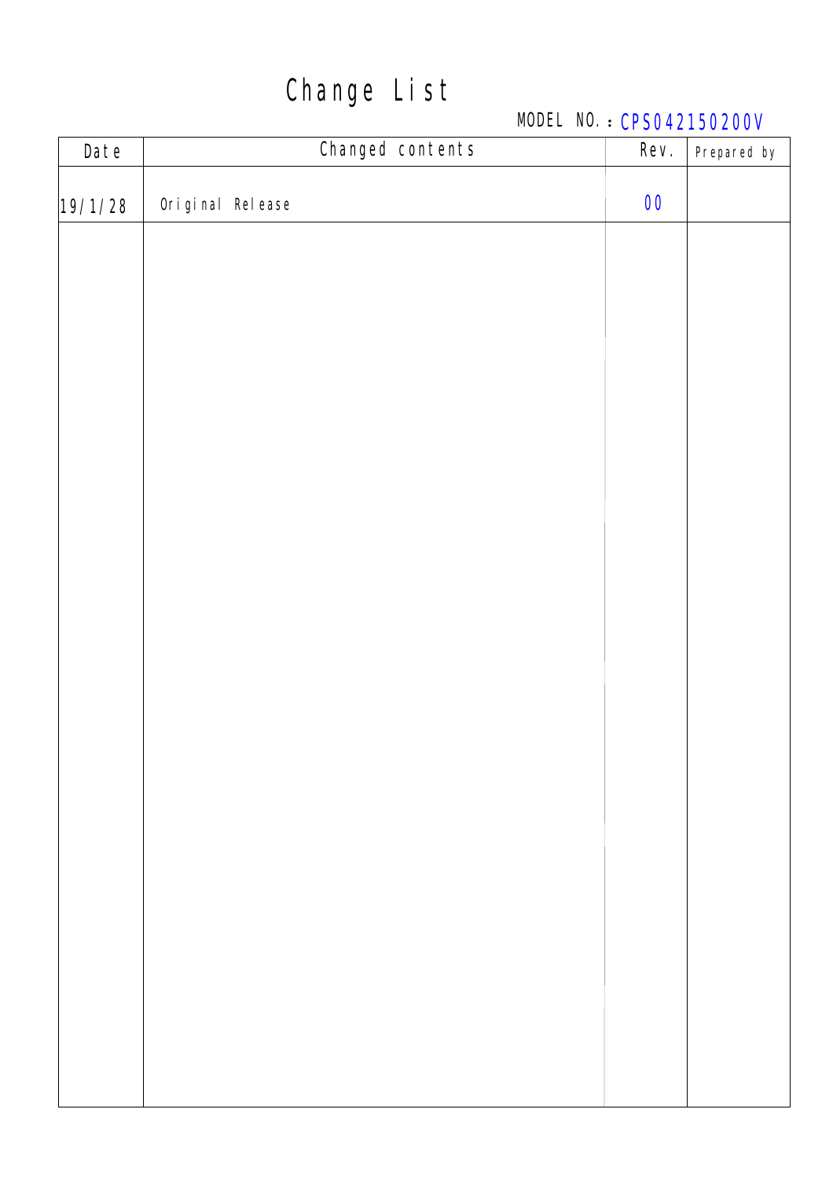# Change List

MODEL NO.：CPS042150200V

| Date | Changed contents | Rev. | Prepared by |
|---|---|---|---|
| 19/1/28 | Original Release | 00 | |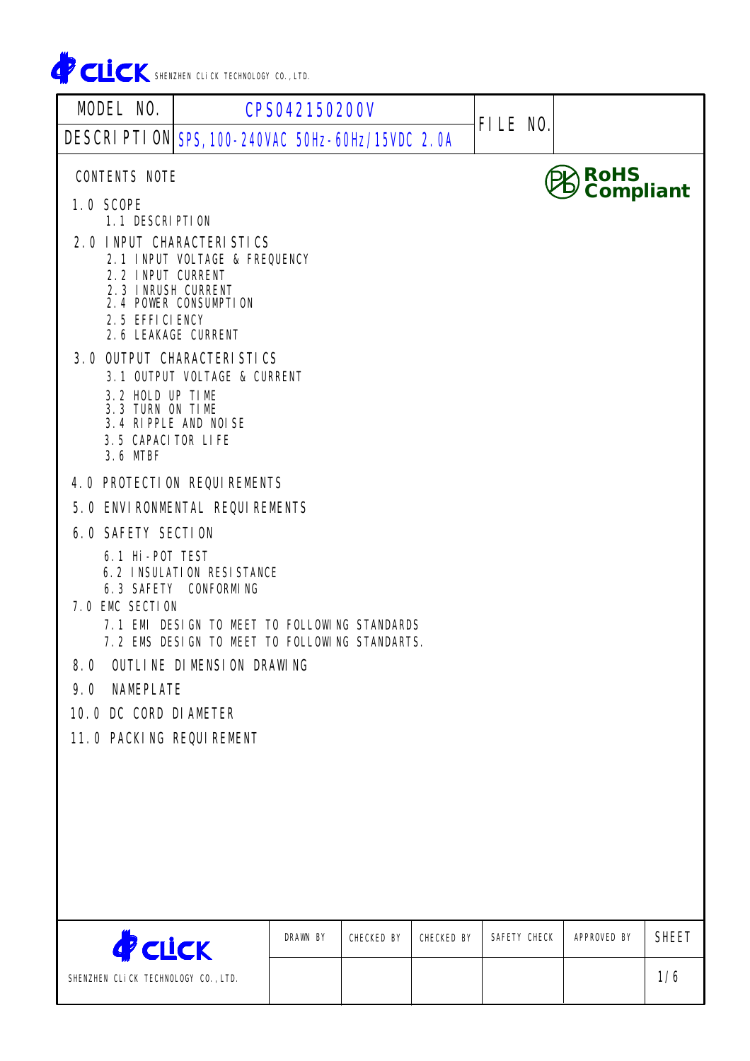CLICK SHENZHEN CLiCK TECHNOLOGY CO., LTD.

| MODEL NO. | CPS042150200V | FILE NO. | |
|---|---|---|---|
| DESCRIPTION | SPS, 100-240VAC 50Hz-60Hz/15VDC 2.0A | | |

RoHS Compliant

CONTENTS NOTE

1.0 SCOPE
  1.1 DESCRIPTION

2.0 INPUT CHARACTERISTICS
  2.1 INPUT VOLTAGE & FREQUENCY
  2.2 INPUT CURRENT
  2.3 INRUSH CURRENT
  2.4 POWER CONSUMPTION
  2.5 EFFICIENCY
  2.6 LEAKAGE CURRENT

3.0 OUTPUT CHARACTERISTICS
  3.1 OUTPUT VOLTAGE & CURRENT
  3.2 HOLD UP TIME
  3.3 TURN ON TIME
  3.4 RIPPLE AND NOISE
  3.5 CAPACITOR LIFE
  3.6 MTBF

4.0 PROTECTION REQUIREMENTS

5.0 ENVIRONMENTAL REQUIREMENTS

6.0 SAFETY SECTION
  6.1 Hi-POT TEST
  6.2 INSULATION RESISTANCE
  6.3 SAFETY CONFORMING

7.0 EMC SECTION
  7.1 EMI DESIGN TO MEET TO FOLLOWING STANDARDS
  7.2 EMS DESIGN TO MEET TO FOLLOWING STANDARTS.

8.0 OUTLINE DIMENSION DRAWING

9.0 NAMEPLATE

10.0 DC CORD DIAMETER

11.0 PACKING REQUIREMENT

| CLICK SHENZHEN CLiCK TECHNOLOGY CO., LTD. | DRAWN BY | CHECKED BY | CHECKED BY | SAFETY CHECK | APPROVED BY | SHEET |
|---|---|---|---|---|---|---|
| | | | | | | 1/6 |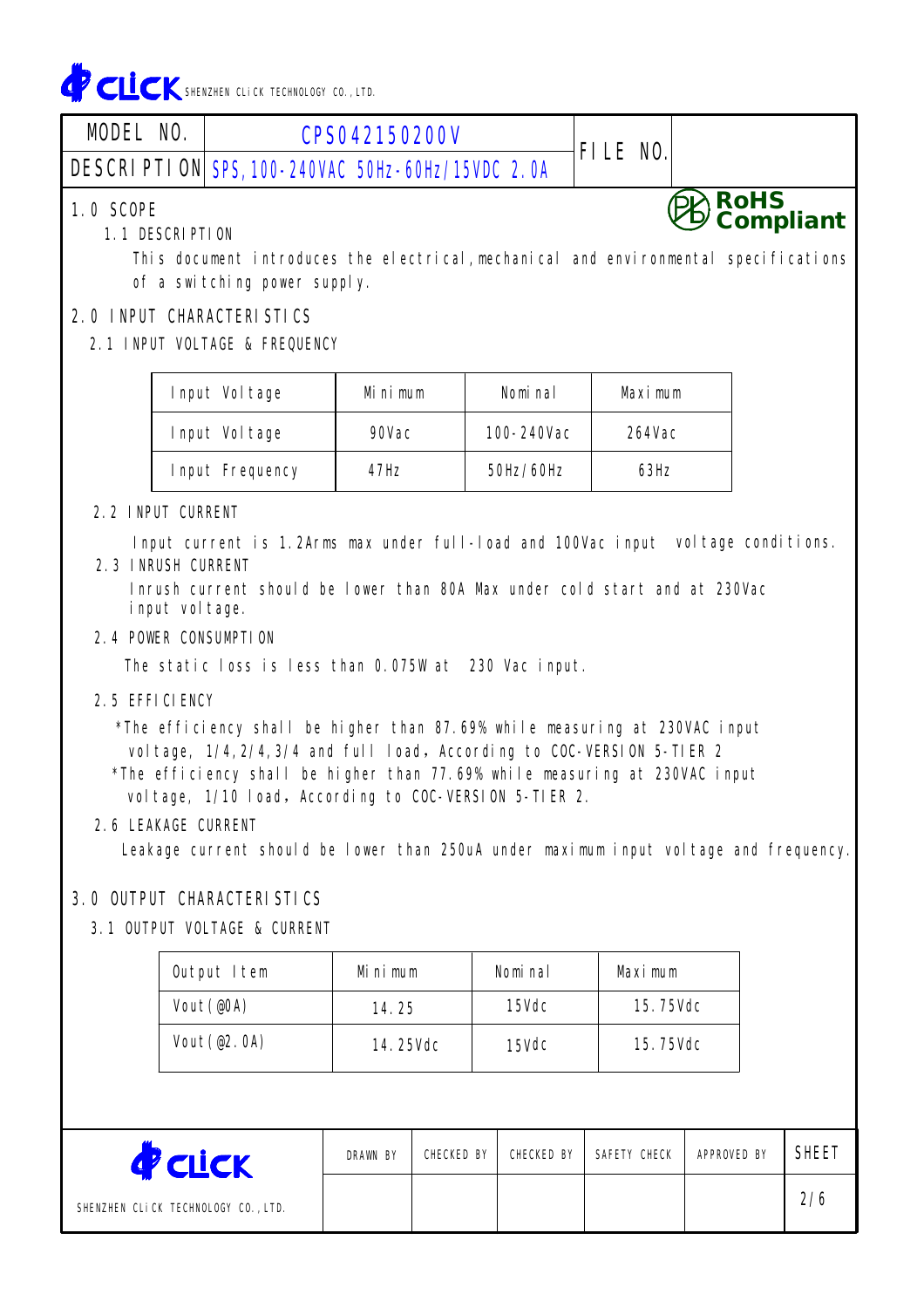CLiCK SHENZHEN CLiCK TECHNOLOGY CO., LTD.

| MODEL NO. | CPS042150200V | FILE NO. | |
|---|---|---|---|
| DESCRIPTION | SPS, 100-240VAC 50Hz-60Hz/15VDC 2.0A | | |

RoHS Compliant

## 1.0 SCOPE

### 1.1 DESCRIPTION

This document introduces the electrical, mechanical and environmental specifications of a switching power supply.

## 2.0 INPUT CHARACTERISTICS

### 2.1 INPUT VOLTAGE & FREQUENCY

| Input Voltage | Minimum | Nominal | Maximum |
|---|---|---|---|
| Input Voltage | 90Vac | 100-240Vac | 264Vac |
| Input Frequency | 47Hz | 50Hz/60Hz | 63Hz |

### 2.2 INPUT CURRENT

Input current is 1.2Arms max under full-load and 100Vac input voltage conditions.

### 2.3 INRUSH CURRENT

Inrush current should be lower than 80A Max under cold start and at 230Vac input voltage.

### 2.4 POWER CONSUMPTION

The static loss is less than 0.075W at 230 Vac input.

### 2.5 EFFICIENCY

*The efficiency shall be higher than 87.69% while measuring at 230VAC input voltage, 1/4,2/4,3/4 and full load, According to COC-VERSION 5-TIER 2

*The efficiency shall be higher than 77.69% while measuring at 230VAC input voltage, 1/10 load, According to COC-VERSION 5-TIER 2.

### 2.6 LEAKAGE CURRENT

Leakage current should be lower than 250uA under maximum input voltage and frequency.

## 3.0 OUTPUT CHARACTERISTICS

### 3.1 OUTPUT VOLTAGE & CURRENT

| Output Item | Minimum | Nominal | Maximum |
|---|---|---|---|
| Vout(@0A) | 14.25 | 15Vdc | 15.75Vdc |
| Vout(@2.0A) | 14.25Vdc | 15Vdc | 15.75Vdc |

| CLiCK SHENZHEN CLiCK TECHNOLOGY CO., LTD. | DRAWN BY | CHECKED BY | CHECKED BY | SAFETY CHECK | APPROVED BY | SHEET |
|---|---|---|---|---|---|---|
| | | | | | | 2/6 |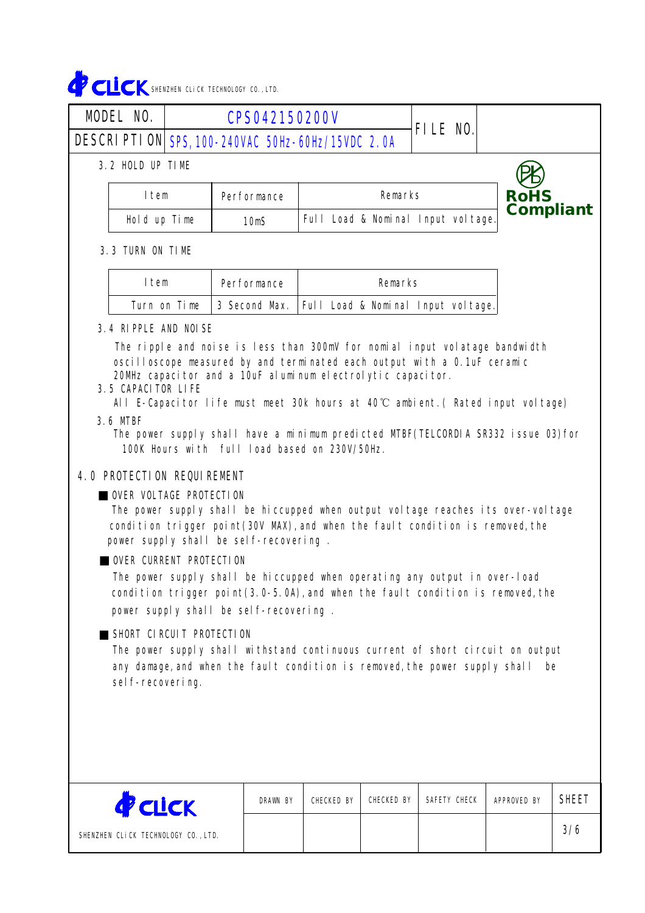| MODEL NO. | CPS042150200V | FILE NO. | |
|---|---|---|---|
| DESCRIPTION | SPS,100-240VAC 50Hz-60Hz/15VDC 2.0A | | |

RoHS Compliant

3.2 HOLD UP TIME

| Item | Performance | Remarks |
|---|---|---|
| Hold up Time | 10mS | Full Load & Nominal Input voltage. |

3.3 TURN ON TIME

| Item | Performance | Remarks |
|---|---|---|
| Turn on Time | 3 Second Max. | Full Load & Nominal Input voltage. |

3.4 RIPPLE AND NOISE

The ripple and noise is less than 300mV for nomial input volatage bandwidth oscilloscope measured by and terminated each output with a 0.1uF ceramic 20MHz capacitor and a 10uF aluminum electrolytic capacitor.

3.5 CAPACITOR LIFE

All E-Capacitor life must meet 30k hours at 40℃ ambient.( Rated input voltage)

3.6 MTBF

The power supply shall have a minimum predicted MTBF(TELCORDIA SR332 issue 03)for 100K Hours with full load based on 230V/50Hz.

## 4.0 PROTECTION REQUIREMENT

■ OVER VOLTAGE PROTECTION

The power supply shall be hiccupped when output voltage reaches its over-voltage condition trigger point(30V MAX),and when the fault condition is removed,the power supply shall be self-recovering .

■ OVER CURRENT PROTECTION

The power supply shall be hiccupped when operating any output in over-load condition trigger point(3.0-5.0A),and when the fault condition is removed,the power supply shall be self-recovering .

■ SHORT CIRCUIT PROTECTION

The power supply shall withstand continuous current of short circuit on output any damage,and when the fault condition is removed,the power supply shall be self-recovering.

| SHENZHEN CLiCK TECHNOLOGY CO.,LTD. | DRAWN BY | CHECKED BY | CHECKED BY | SAFETY CHECK | APPROVED BY | SHEET |
|---|---|---|---|---|---|---|
| | | | | | | 3/6 |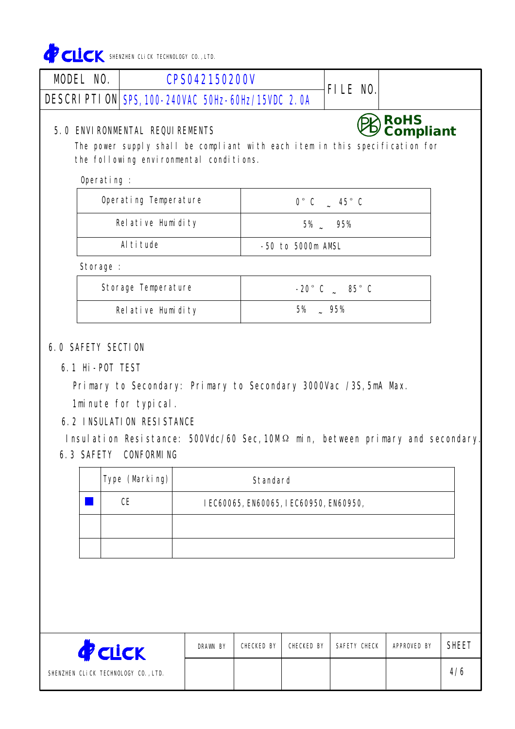| MODEL NO. | CPS042150200V | FILE NO. | |
|---|---|---|---|
| DESCRIPTION | SPS,100-240VAC 50Hz-60Hz/15VDC 2.0A | | |

RoHS Compliant

## 5.0 ENVIRONMENTAL REQUIREMENTS

The power supply shall be compliant with each item in this specification for the following environmental conditions.

Operating :

| Operating Temperature | 0°C ~ 45°C |
|---|---|
| Relative Humidity | 5% ~ 95% |
| Altitude | -50 to 5000m AMSL |

Storage :

| Storage Temperature | -20°C ~ 85°C |
|---|---|
| Relative Humidity | 5% ~ 95% |

## 6.0 SAFETY SECTION

### 6.1 Hi-POT TEST

Primary to Secondary: Primary to Secondary 3000Vac /3S,5mA Max.

1minute for typical.

### 6.2 INSULATION RESISTANCE

Insulation Resistance: 500Vdc/60 Sec,10MΩ min, between primary and secondary.

### 6.3 SAFETY CONFORMING

| | Type (Marking) | Standard |
|---|---|---|
| ■ | CE | IEC60065,EN60065,IEC60950,EN60950, |
| | | |
| | | |

| SHENZHEN CLiCK TECHNOLOGY CO.,LTD. | DRAWN BY | CHECKED BY | CHECKED BY | SAFETY CHECK | APPROVED BY | SHEET |
|---|---|---|---|---|---|---|
| | | | | | | 4/6 |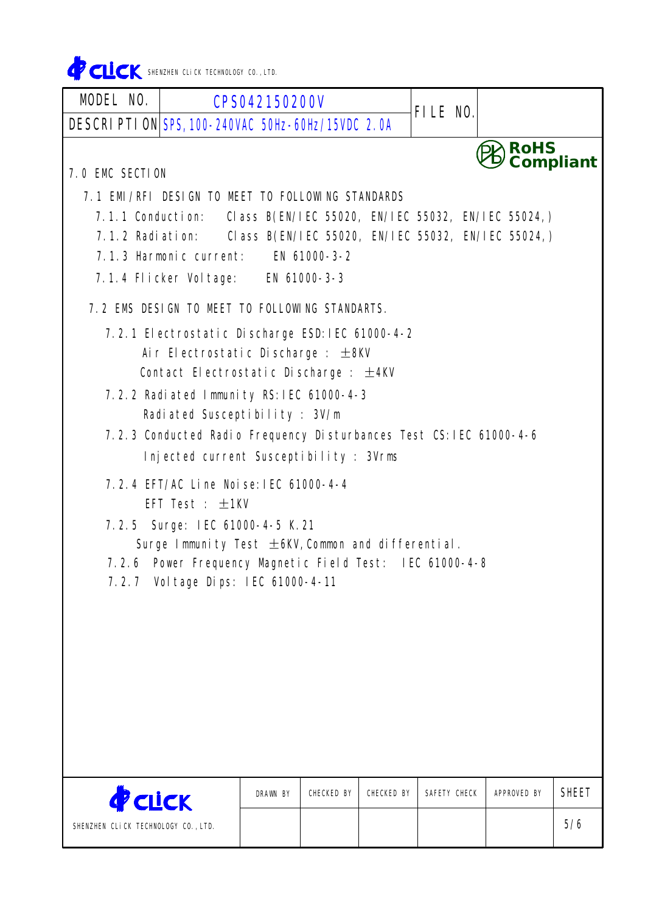| MODEL NO. | CPS042150200V | FILE NO. | |
|---|---|---|---|
| DESCRIPTION | SPS, 100-240VAC 50Hz-60Hz/15VDC 2.0A | | |

RoHS Compliant

## 7.0 EMC SECTION

### 7.1 EMI/RFI DESIGN TO MEET TO FOLLOWING STANDARDS

7.1.1 Conduction: Class B(EN/IEC 55020, EN/IEC 55032, EN/IEC 55024,)

7.1.2 Radiation: Class B(EN/IEC 55020, EN/IEC 55032, EN/IEC 55024,)

7.1.3 Harmonic current: EN 61000-3-2

7.1.4 Flicker Voltage: EN 61000-3-3

### 7.2 EMS DESIGN TO MEET TO FOLLOWING STANDARTS.

7.2.1 Electrostatic Discharge ESD:IEC 61000-4-2
Air Electrostatic Discharge : ±8KV
Contact Electrostatic Discharge : ±4KV

7.2.2 Radiated Immunity RS:IEC 61000-4-3
Radiated Susceptibility : 3V/m

7.2.3 Conducted Radio Frequency Disturbances Test CS:IEC 61000-4-6
Injected current Susceptibility : 3Vrms

7.2.4 EFT/AC Line Noise:IEC 61000-4-4
EFT Test : ±1KV

7.2.5 Surge: IEC 61000-4-5 K.21
Surge Immunity Test ±6KV,Common and differential.

7.2.6 Power Frequency Magnetic Field Test: IEC 61000-4-8

7.2.7 Voltage Dips: IEC 61000-4-11

| SHENZHEN CLiCK TECHNOLOGY CO.,LTD. | DRAWN BY | CHECKED BY | CHECKED BY | SAFETY CHECK | APPROVED BY | SHEET |
|---|---|---|---|---|---|---|
| | | | | | | 5/6 |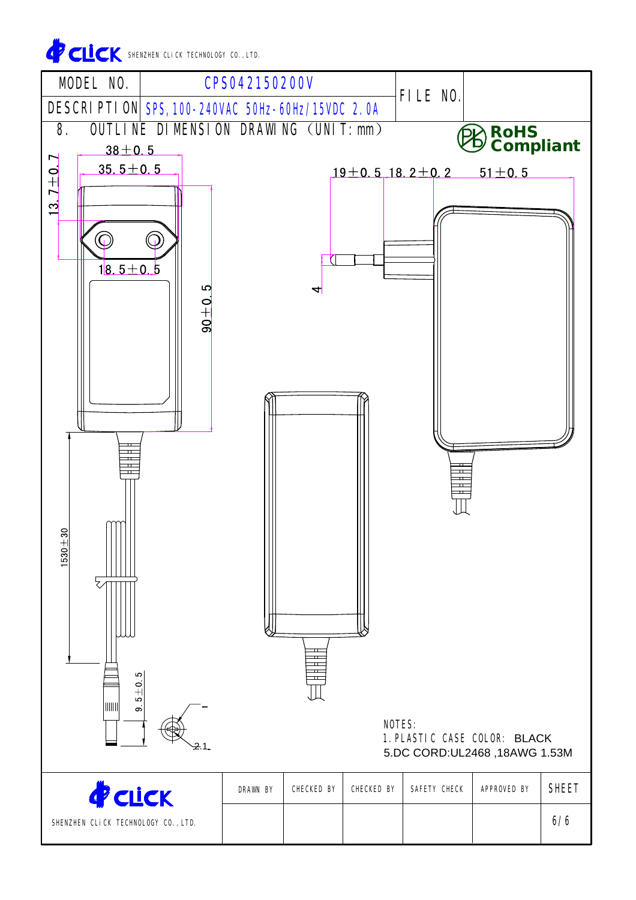SHENZHEN CLiCK TECHNOLOGY CO.,LTD.

| MODEL NO. | CPS042150200V | FILE NO. | |
|---|---|---|---|
| DESCRIPTION | SPS,100-240VAC 50Hz-60Hz/15VDC 2.0A | | |

## 8. OUTLINE DIMENSION DRAWING (UNIT: mm)

RoHS Compliant

38±0.5

35.5±0.5

13.7±0.7

18.5±0.5

90±0.5

19±0.5 18.2±0.2

51±0.5

4

1530±30

9.5±0.5

2.1

NOTES:

1. PLASTIC CASE COLOR: BLACK

5.DC CORD:UL2468 ,18AWG 1.53M

| SHENZHEN CLiCK TECHNOLOGY CO.,LTD. | DRAWN BY | CHECKED BY | CHECKED BY | SAFETY CHECK | APPROVED BY | SHEET |
|---|---|---|---|---|---|---|
| | | | | | | 6/6 |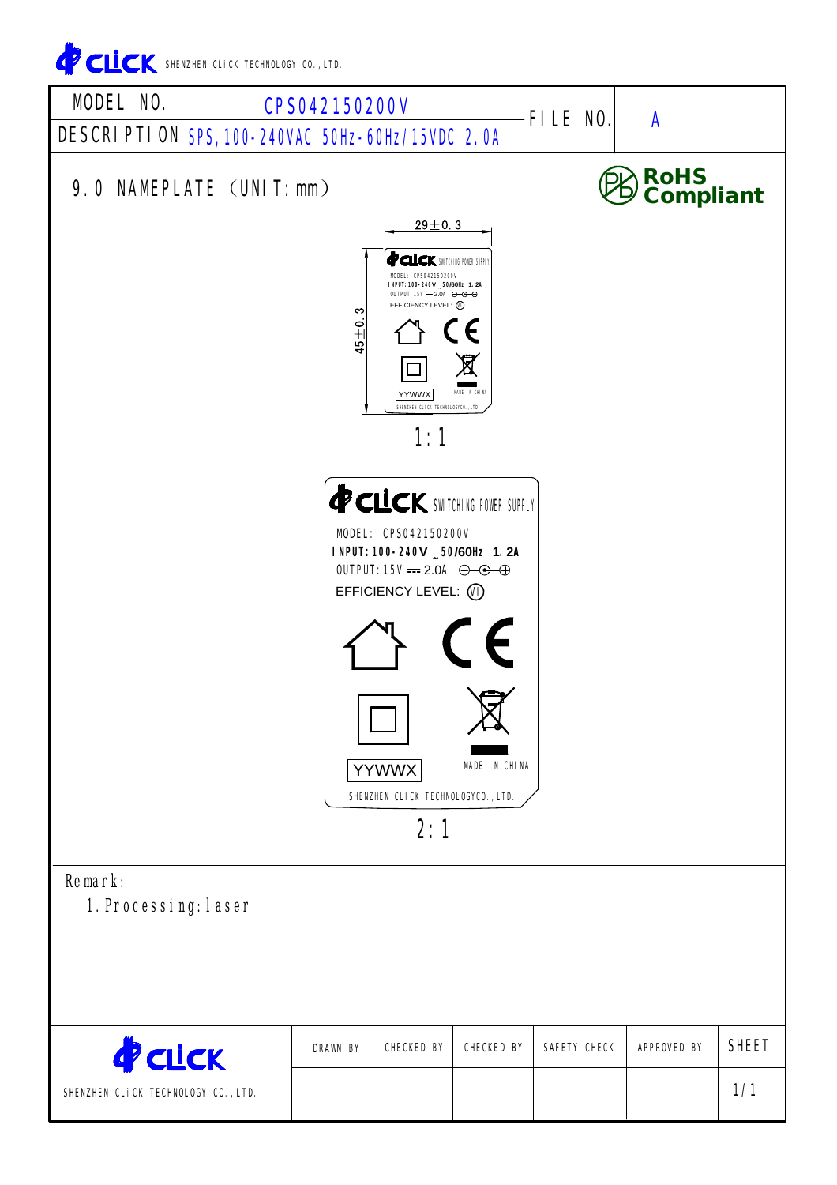CLiCK SHENZHEN CLiCK TECHNOLOGY CO., LTD.

| MODEL NO. | CPS042150200V | FILE NO. | A |
|---|---|---|---|
| DESCRIPTION | SPS, 100-240VAC 50Hz-60Hz/15VDC 2.0A | | |

## 9.0 NAMEPLATE (UNIT: mm)

RoHS Compliant

29±0.3

45±0.3

CLiCK SWITCHING POWER SUPPLY

MODEL: CPS042150200V

INPUT: 100-240V ~ 50/60Hz 1.2A

OUTPUT: 15V ⎓ 2.0A

EFFICIENCY LEVEL: VI

YYWWX

MADE IN CHINA

SHENZHEN CLICK TECHNOLOGYCO., LTD.

1:1

CLiCK SWITCHING POWER SUPPLY

MODEL: CPS042150200V

INPUT: 100-240V ~ 50/60Hz 1.2A

OUTPUT: 15V ⎓ 2.0A

EFFICIENCY LEVEL: VI

YYWWX

MADE IN CHINA

SHENZHEN CLICK TECHNOLOGYCO., LTD.

2:1

Remark:

1. Processing: laser

| CLiCK SHENZHEN CLiCK TECHNOLOGY CO., LTD. | DRAWN BY | CHECKED BY | CHECKED BY | SAFETY CHECK | APPROVED BY | SHEET |
|---|---|---|---|---|---|---|
| | | | | | | 1/1 |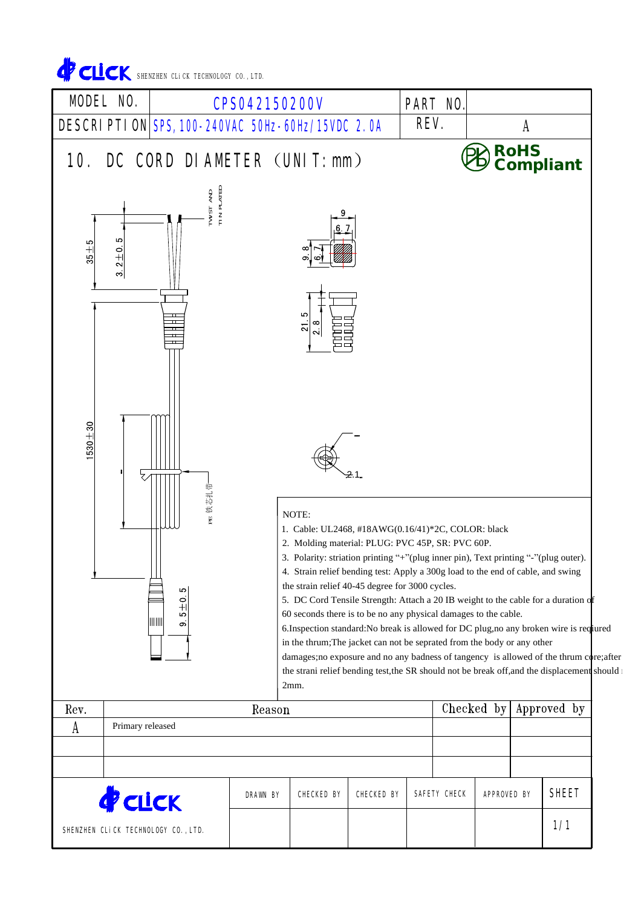SHENZHEN CLiCK TECHNOLOGY CO., LTD.

| MODEL NO. | CPS042150200V | PART NO. | |
|---|---|---|---|
| DESCRIPTION | SPS, 100-240VAC 50Hz-60Hz/15VDC 2.0A | REV. | A |

## 10. DC CORD DIAMETER (UNIT: mm)

RoHS Compliant

TWIST AND TIN PLATED

35±5

3.2±0.5

9

6.7

9.8

6.7

21.5

2.8

1530±30

PE 铁芯扎带

9.5±0.5

2.1

NOTE:

1. Cable: UL2468, #18AWG(0.16/41)*2C, COLOR: black
2. Molding material: PLUG: PVC 45P, SR: PVC 60P.
3. Polarity: striation printing "+"(plug inner pin), Text printing "-"(plug outer).
4. Strain relief bending test: Apply a 300g load to the end of cable, and swing the strain relief 40-45 degree for 3000 cycles.
5. DC Cord Tensile Strength: Attach a 20 IB weight to the cable for a duration of 60 seconds there is to be no any physical damages to the cable.
6. Inspection standard: No break is allowed for DC plug, no any broken wire is required in the thrum; The jacket can not be seprated from the body or any other damages; no exposure and no any badness of tangency is allowed of the thrum core; after the strani relief bending test, the SR should not be break off, and the displacement should 2mm.

| Rev. | Reason | Checked by | Approved by |
|---|---|---|---|
| A | Primary released | | |
| | | | |
| | | | |

| SHENZHEN CLiCK TECHNOLOGY CO., LTD. | DRAWN BY | CHECKED BY | CHECKED BY | SAFETY CHECK | APPROVED BY | SHEET |
|---|---|---|---|---|---|---|
| | | | | | | 1/1 |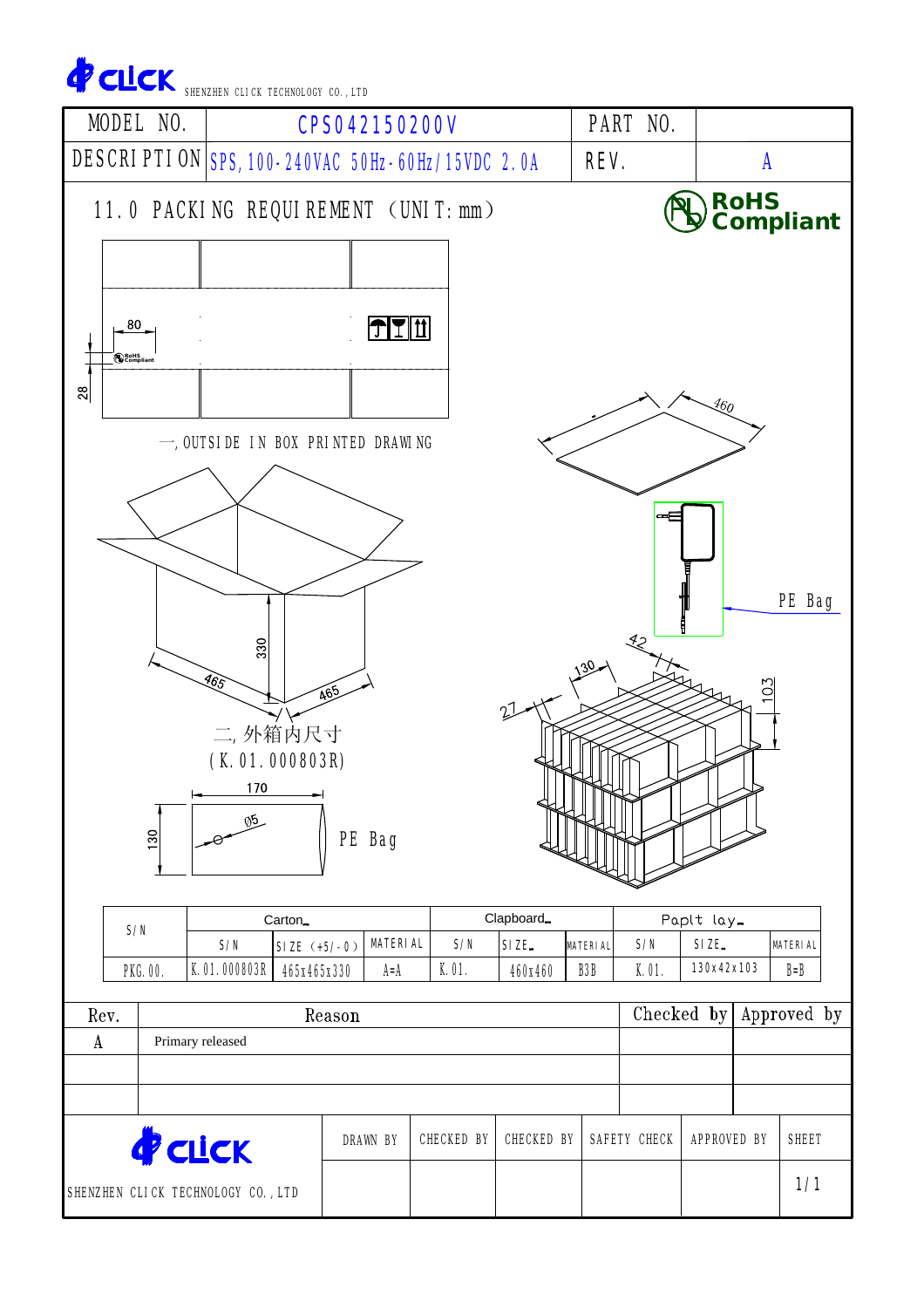CLICK SHENZHEN CLICK TECHNOLOGY CO., LTD

| MODEL NO. | CPS042150200V | PART NO. | |
|---|---|---|---|
| DESCRIPTION | SPS, 100-240VAC 50Hz-60Hz/15VDC 2.0A | REV. | A |

## 11.0 PACKING REQUIREMENT (UNIT: mm)

RoHS Compliant

80

28

一, OUTSIDE IN BOX PRINTED DRAWING

460

PE Bag

42

130

103

27

330

465

465

二, 外箱内尺寸

(K.01.000803R)

170

Ø5

130

PE Bag

| S/N | Carton | | | Clapboard | | | Paplt lay | | |
|---|---|---|---|---|---|---|---|---|---|
| | S/N | SIZE (+5/-0) | MATERIAL | S/N | SIZE | MATERIAL | S/N | SIZE | MATERIAL |
| PKG.00. | K.01.000803R | 465x465x330 | A=A | K.01. | 460x460 | B3B | K.01. | 130x42x103 | B=B |

| Rev. | Reason | Checked by | Approved by |
|---|---|---|---|
| A | Primary released | | |
| | | | |
| | | | |

| CLICK SHENZHEN CLICK TECHNOLOGY CO., LTD | DRAWN BY | CHECKED BY | CHECKED BY | SAFETY CHECK | APPROVED BY | SHEET |
|---|---|---|---|---|---|---|
| | | | | | | 1/1 |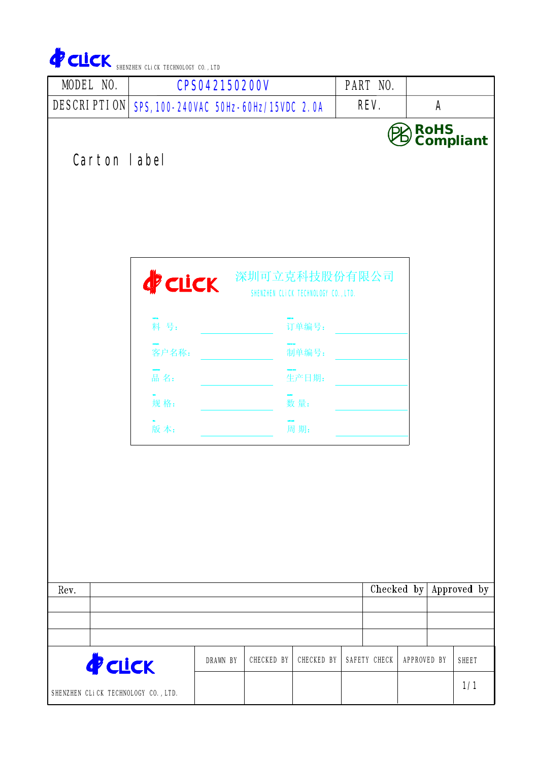CLICK SHENZHEN CLiCK TECHNOLOGY CO.,LTD

| MODEL NO. | CPS042150200V | PART NO. | |
|---|---|---|---|
| DESCRIPTION | SPS,100-240VAC 50Hz-60Hz/15VDC 2.0A | REV. | A |

RoHS Compliant

# Carton label

CLiCK 深圳可立克科技股份有限公司
SHENZHEN CLiCK TECHNOLOGY CO.,LTD.

| | | | |
|---|---|---|---|
| 料 号: | | 订单编号: | |
| 客户名称: | | 制单编号: | |
| 品 名: | | 生产日期: | |
| 规 格: | | 数 量: | |
| 版 本: | | 周 期: | |

| Rev. | | Checked by | Approved by |
|---|---|---|---|
| | | | |
| | | | |
| | | | |

| CLiCK SHENZHEN CLiCK TECHNOLOGY CO.,LTD. | DRAWN BY | CHECKED BY | CHECKED BY | SAFETY CHECK | APPROVED BY | SHEET |
|---|---|---|---|---|---|---|
| | | | | | | 1/1 |